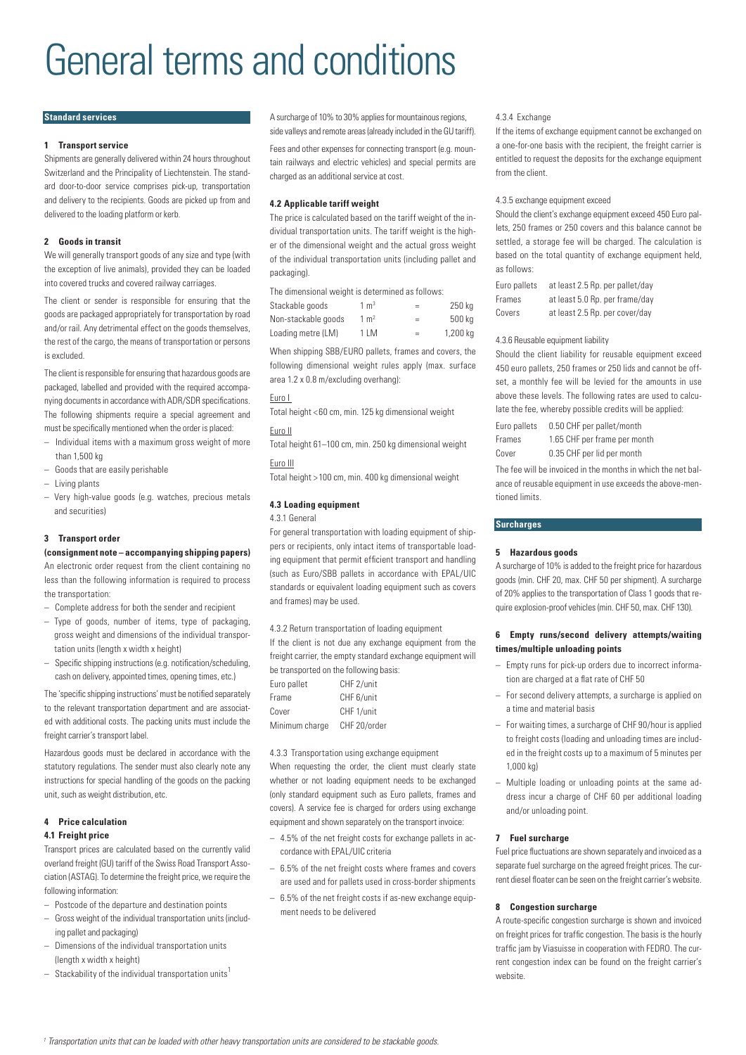# General terms and conditions

## Standard services

### 1 Transport service

Shipments are generally delivered within 24 hours throughout Switzerland and the Principality of Liechtenstein. The standard door-to-door service comprises pick-up, transportation and delivery to the recipients. Goods are picked up from and delivered to the loading platform or kerb.

### 2 Goods in transit

We will generally transport goods of any size and type (with the exception of live animals), provided they can be loaded into covered trucks and covered railway carriages.

The client or sender is responsible for ensuring that the goods are packaged appropriately for transportation by road and/or rail. Any detrimental effect on the goods themselves, the rest of the cargo, the means of transportation or persons is excluded.

The client is responsible for ensuring that hazardous goods are packaged, labelled and provided with the required accompanying documents in accordance with ADR/SDR specifications. The following shipments require a special agreement and must be specifically mentioned when the order is placed:

- Individual items with a maximum gross weight of more than 1,500 kg
- Goods that are easily perishable
- Living plants
- Very high-value goods (e.g. watches, precious metals and securities)

### 3 Transport order
**(consignment note – accompanying shipping papers)**

An electronic order request from the client containing no less than the following information is required to process the transportation:

- Complete address for both the sender and recipient
- Type of goods, number of items, type of packaging, gross weight and dimensions of the individual transportation units (length x width x height)
- Specific shipping instructions (e.g. notification/scheduling, cash on delivery, appointed times, opening times, etc.)

The 'specific shipping instructions' must be notified separately to the relevant transportation department and are associated with additional costs. The packing units must include the freight carrier's transport label.

Hazardous goods must be declared in accordance with the statutory regulations. The sender must also clearly note any instructions for special handling of the goods on the packing unit, such as weight distribution, etc.

### 4 Price calculation

#### 4.1 Freight price

Transport prices are calculated based on the currently valid overland freight (GU) tariff of the Swiss Road Transport Association (ASTAG). To determine the freight price, we require the following information:

- Postcode of the departure and destination points
- Gross weight of the individual transportation units (including pallet and packaging)
- Dimensions of the individual transportation units (length x width x height)
- Stackability of the individual transportation units[1]

A surcharge of 10% to 30% applies for mountainous regions, side valleys and remote areas (already included in the GU tariff).

Fees and other expenses for connecting transport (e.g. mountain railways and electric vehicles) and special permits are charged as an additional service at cost.

#### 4.2 Applicable tariff weight

The price is calculated based on the tariff weight of the individual transportation units. The tariff weight is the higher of the dimensional weight and the actual gross weight of the individual transportation units (including pallet and packaging).

The dimensional weight is determined as follows:

| | | | |
|---|---|---|---|
| Stackable goods | 1 m³ | = | 250 kg |
| Non-stackable goods | 1 m² | = | 500 kg |
| Loading metre (LM) | 1 LM | = | 1,200 kg |

When shipping SBB/EURO pallets, frames and covers, the following dimensional weight rules apply (max. surface area 1.2 x 0.8 m/excluding overhang):

Euro I
Total height <60 cm, min. 125 kg dimensional weight

Euro II
Total height 61–100 cm, min. 250 kg dimensional weight

Euro III
Total height >100 cm, min. 400 kg dimensional weight

#### 4.3 Loading equipment

4.3.1 General

For general transportation with loading equipment of shippers or recipients, only intact items of transportable loading equipment that permit efficient transport and handling (such as Euro/SBB pallets in accordance with EPAL/UIC standards or equivalent loading equipment such as covers and frames) may be used.

4.3.2 Return transportation of loading equipment

If the client is not due any exchange equipment from the freight carrier, the empty standard exchange equipment will be transported on the following basis:

| | |
|---|---|
| Euro pallet | CHF 2/unit |
| Frame | CHF 6/unit |
| Cover | CHF 1/unit |
| Minimum charge | CHF 20/order |

4.3.3 Transportation using exchange equipment

When requesting the order, the client must clearly state whether or not loading equipment needs to be exchanged (only standard equipment such as Euro pallets, frames and covers). A service fee is charged for orders using exchange equipment and shown separately on the transport invoice:

- 4.5% of the net freight costs for exchange pallets in accordance with EPAL/UIC criteria
- 6.5% of the net freight costs where frames and covers are used and for pallets used in cross-border shipments
- 6.5% of the net freight costs if as-new exchange equipment needs to be delivered

4.3.4 Exchange

If the items of exchange equipment cannot be exchanged on a one-for-one basis with the recipient, the freight carrier is entitled to request the deposits for the exchange equipment from the client.

4.3.5 exchange equipment exceed

Should the client's exchange equipment exceed 450 Euro pallets, 250 frames or 250 covers and this balance cannot be settled, a storage fee will be charged. The calculation is based on the total quantity of exchange equipment held, as follows:

| | |
|---|---|
| Euro pallets | at least 2.5 Rp. per pallet/day |
| Frames | at least 5.0 Rp. per frame/day |
| Covers | at least 2.5 Rp. per cover/day |

4.3.6 Reusable equipment liability

Should the client liability for reusable equipment exceed 450 euro pallets, 250 frames or 250 lids and cannot be offset, a monthly fee will be levied for the amounts in use above these levels. The following rates are used to calculate the fee, whereby possible credits will be applied:

| | |
|---|---|
| Euro pallets | 0.50 CHF per pallet/month |
| Frames | 1.65 CHF per frame per month |
| Cover | 0.35 CHF per lid per month |

The fee will be invoiced in the months in which the net balance of reusable equipment in use exceeds the above-mentioned limits.

## Surcharges

### 5 Hazardous goods

A surcharge of 10% is added to the freight price for hazardous goods (min. CHF 20, max. CHF 50 per shipment). A surcharge of 20% applies to the transportation of Class 1 goods that require explosion-proof vehicles (min. CHF 50, max. CHF 130).

### 6 Empty runs/second delivery attempts/waiting times/multiple unloading points

- Empty runs for pick-up orders due to incorrect information are charged at a flat rate of CHF 50
- For second delivery attempts, a surcharge is applied on a time and material basis
- For waiting times, a surcharge of CHF 90/hour is applied to freight costs (loading and unloading times are included in the freight costs up to a maximum of 5 minutes per 1,000 kg)
- Multiple loading or unloading points at the same address incur a charge of CHF 60 per additional loading and/or unloading point.

### 7 Fuel surcharge

Fuel price fluctuations are shown separately and invoiced as a separate fuel surcharge on the agreed freight prices. The current diesel floater can be seen on the freight carrier's website.

### 8 Congestion surcharge

A route-specific congestion surcharge is shown and invoiced on freight prices for traffic congestion. The basis is the hourly traffic jam by Viasuisse in cooperation with FEDRO. The current congestion index can be found on the freight carrier's website.

---

[1] *Transportation units that can be loaded with other heavy transportation units are considered to be stackable goods.*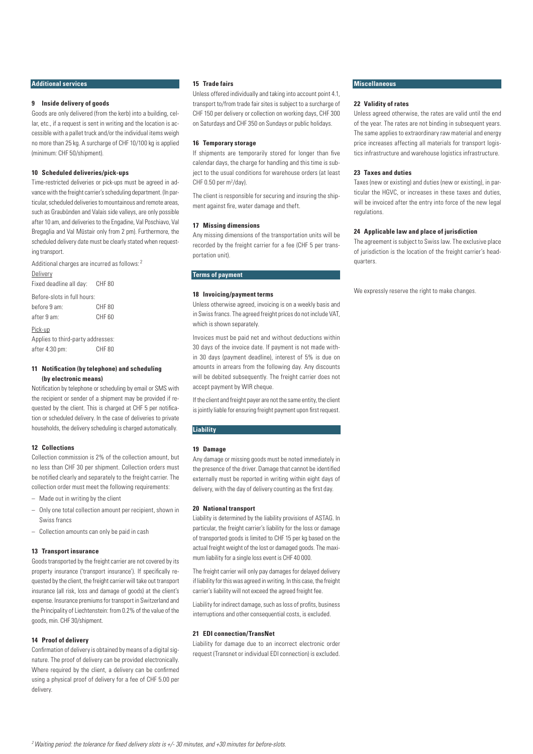## Additional services

### 9 Inside delivery of goods

Goods are only delivered (from the kerb) into a building, cellar, etc., if a request is sent in writing and the location is accessible with a pallet truck and/or the individual items weigh no more than 25 kg. A surcharge of CHF 10/100 kg is applied (minimum: CHF 50/shipment).

### 10 Scheduled deliveries/pick-ups

Time-restricted deliveries or pick-ups must be agreed in advance with the freight carrier's scheduling department. (In particular, scheduled deliveries to mountainous and remote areas, such as Graubünden and Valais side valleys, are only possible after 10 am, and deliveries to the Engadine, Val Poschiavo, Val Bregaglia and Val Müstair only from 2 pm). Furthermore, the scheduled delivery date must be clearly stated when requesting transport.

Additional charges are incurred as follows:[2]

Delivery

| | |
|---|---|
| Fixed deadline all day: | CHF 80 |
| Before-slots in full hours: | |
| before 9 am: | CHF 80 |
| after 9 am: | CHF 60 |

Pick-up

| | |
|---|---|
| Applies to third-party addresses: | |
| after 4:30 pm: | CHF 80 |

### 11 Notification (by telephone) and scheduling (by electronic means)

Notification by telephone or scheduling by email or SMS with the recipient or sender of a shipment may be provided if requested by the client. This is charged at CHF 5 per notification or scheduled delivery. In the case of deliveries to private households, the delivery scheduling is charged automatically.

### 12 Collections

Collection commission is 2% of the collection amount, but no less than CHF 30 per shipment. Collection orders must be notified clearly and separately to the freight carrier. The collection order must meet the following requirements:

- Made out in writing by the client
- Only one total collection amount per recipient, shown in Swiss francs
- Collection amounts can only be paid in cash

### 13 Transport insurance

Goods transported by the freight carrier are not covered by its property insurance ('transport insurance'). If specifically requested by the client, the freight carrier will take out transport insurance (all risk, loss and damage of goods) at the client's expense. Insurance premiums for transport in Switzerland and the Principality of Liechtenstein: from 0.2% of the value of the goods, min. CHF 30/shipment.

### 14 Proof of delivery

Confirmation of delivery is obtained by means of a digital signature. The proof of delivery can be provided electronically. Where required by the client, a delivery can be confirmed using a physical proof of delivery for a fee of CHF 5.00 per delivery.

### 15 Trade fairs

Unless offered individually and taking into account point 4.1, transport to/from trade fair sites is subject to a surcharge of CHF 150 per delivery or collection on working days, CHF 300 on Saturdays and CHF 350 on Sundays or public holidays.

### 16 Temporary storage

If shipments are temporarily stored for longer than five calendar days, the charge for handling and this time is subject to the usual conditions for warehouse orders (at least CHF 0.50 per m²/day).

The client is responsible for securing and insuring the shipment against fire, water damage and theft.

### 17 Missing dimensions

Any missing dimensions of the transportation units will be recorded by the freight carrier for a fee (CHF 5 per transportation unit).

## Terms of payment

### 18 Invoicing/payment terms

Unless otherwise agreed, invoicing is on a weekly basis and in Swiss francs. The agreed freight prices do not include VAT, which is shown separately.

Invoices must be paid net and without deductions within 30 days of the invoice date. If payment is not made within 30 days (payment deadline), interest of 5% is due on amounts in arrears from the following day. Any discounts will be debited subsequently. The freight carrier does not accept payment by WIR cheque.

If the client and freight payer are not the same entity, the client is jointly liable for ensuring freight payment upon first request.

## Liability

### 19 Damage

Any damage or missing goods must be noted immediately in the presence of the driver. Damage that cannot be identified externally must be reported in writing within eight days of delivery, with the day of delivery counting as the first day.

### 20 National transport

Liability is determined by the liability provisions of ASTAG. In particular, the freight carrier's liability for the loss or damage of transported goods is limited to CHF 15 per kg based on the actual freight weight of the lost or damaged goods. The maximum liability for a single loss event is CHF 40 000.

The freight carrier will only pay damages for delayed delivery if liability for this was agreed in writing. In this case, the freight carrier's liability will not exceed the agreed freight fee.

Liability for indirect damage, such as loss of profits, business interruptions and other consequential costs, is excluded.

### 21 EDI connection/TransNet

Liability for damage due to an incorrect electronic order request (Transnet or individual EDI connection) is excluded.

## Miscellaneous

### 22 Validity of rates

Unless agreed otherwise, the rates are valid until the end of the year. The rates are not binding in subsequent years. The same applies to extraordinary raw material and energy price increases affecting all materials for transport logistics infrastructure and warehouse logistics infrastructure.

### 23 Taxes and duties

Taxes (new or existing) and duties (new or existing), in particular the HGVC, or increases in these taxes and duties, will be invoiced after the entry into force of the new legal regulations.

### 24 Applicable law and place of jurisdiction

The agreement is subject to Swiss law. The exclusive place of jurisdiction is the location of the freight carrier's headquarters.

We expressly reserve the right to make changes.

*[2] Waiting period: the tolerance for fixed delivery slots is +/- 30 minutes, and +30 minutes for before-slots.*